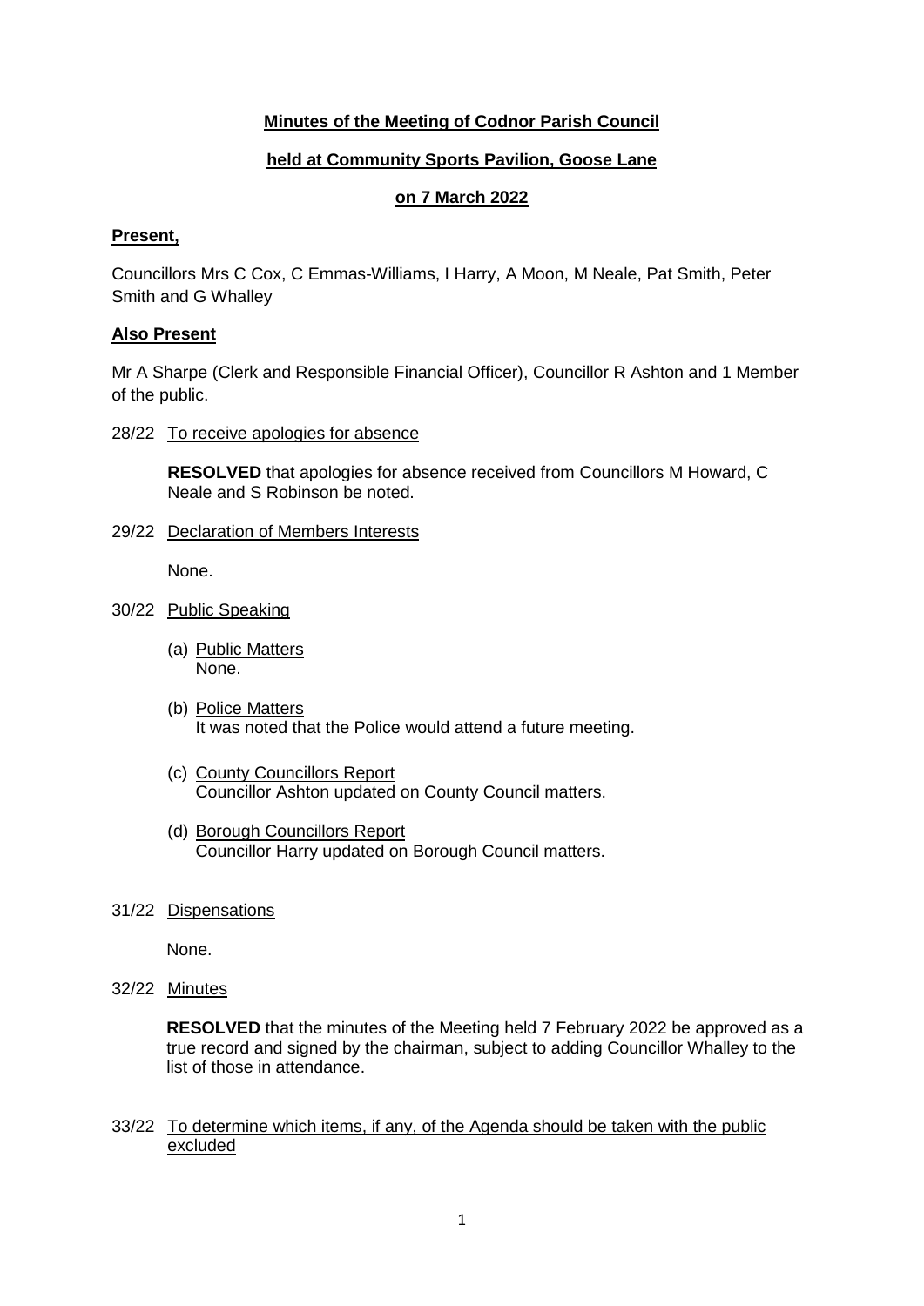**Minutes of the Meeting of Codnor Parish Council**

**held at Community Sports Pavilion, Goose Lane**

**on 7 March 2022**

**Present,**

Councillors Mrs C Cox, C Emmas-Williams, I Harry, A Moon, M Neale, Pat Smith, Peter Smith and G Whalley

**Also Present**

Mr A Sharpe (Clerk and Responsible Financial Officer), Councillor R Ashton and 1 Member of the public.

28/22 To receive apologies for absence

**RESOLVED** that apologies for absence received from Councillors M Howard, C Neale and S Robinson be noted.

29/22 Declaration of Members Interests

None.

30/22 Public Speaking

(a) Public Matters
None.

(b) Police Matters
It was noted that the Police would attend a future meeting.

(c) County Councillors Report
Councillor Ashton updated on County Council matters.

(d) Borough Councillors Report
Councillor Harry updated on Borough Council matters.

31/22 Dispensations

None.

32/22 Minutes

**RESOLVED** that the minutes of the Meeting held 7 February 2022 be approved as a true record and signed by the chairman, subject to adding Councillor Whalley to the list of those in attendance.

33/22 To determine which items, if any, of the Agenda should be taken with the public excluded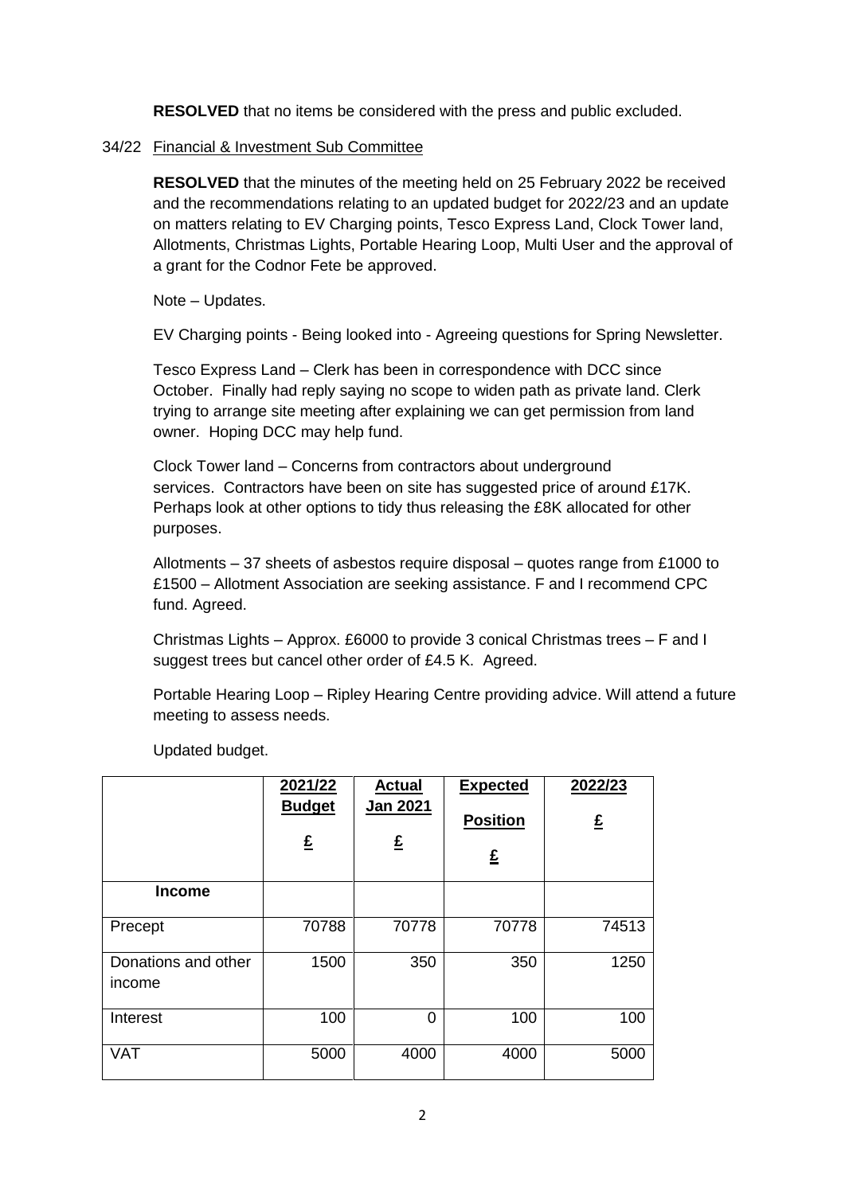**RESOLVED** that no items be considered with the press and public excluded.

34/22 Financial & Investment Sub Committee

**RESOLVED** that the minutes of the meeting held on 25 February 2022 be received and the recommendations relating to an updated budget for 2022/23 and an update on matters relating to EV Charging points, Tesco Express Land, Clock Tower land, Allotments, Christmas Lights, Portable Hearing Loop, Multi User and the approval of a grant for the Codnor Fete be approved.

Note – Updates.

EV Charging points - Being looked into - Agreeing questions for Spring Newsletter.

Tesco Express Land – Clerk has been in correspondence with DCC since October. Finally had reply saying no scope to widen path as private land. Clerk trying to arrange site meeting after explaining we can get permission from land owner. Hoping DCC may help fund.

Clock Tower land – Concerns from contractors about underground services. Contractors have been on site has suggested price of around £17K. Perhaps look at other options to tidy thus releasing the £8K allocated for other purposes.

Allotments – 37 sheets of asbestos require disposal – quotes range from £1000 to £1500 – Allotment Association are seeking assistance. F and I recommend CPC fund. Agreed.

Christmas Lights – Approx. £6000 to provide 3 conical Christmas trees – F and I suggest trees but cancel other order of £4.5 K. Agreed.

Portable Hearing Loop – Ripley Hearing Centre providing advice. Will attend a future meeting to assess needs.

Updated budget.

| | 2021/22 Budget £ | Actual Jan 2021 £ | Expected Position £ | 2022/23 £ |
|---|---|---|---|---|
| **Income** | | | | |
| Precept | 70788 | 70778 | 70778 | 74513 |
| Donations and other income | 1500 | 350 | 350 | 1250 |
| Interest | 100 | 0 | 100 | 100 |
| VAT | 5000 | 4000 | 4000 | 5000 |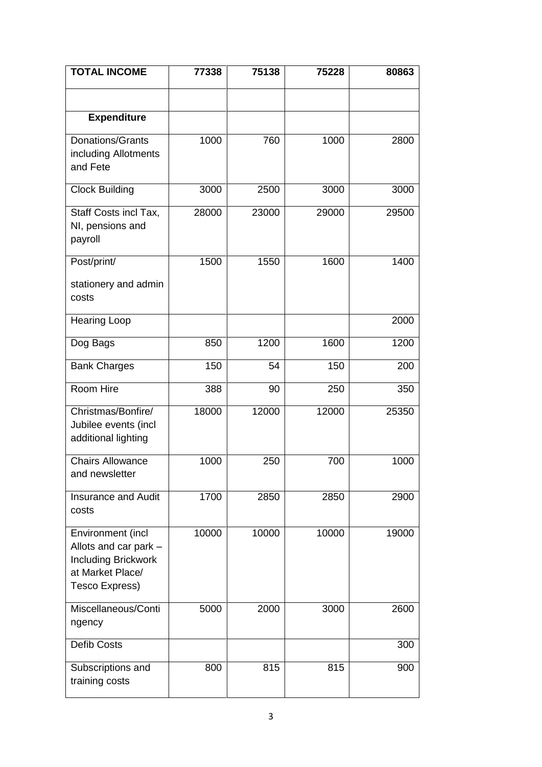| **TOTAL INCOME** | **77338** | **75138** | **75228** | **80863** |
|---|---|---|---|---|
| | | | | |
| **Expenditure** | | | | |
| Donations/Grants including Allotments and Fete | 1000 | 760 | 1000 | 2800 |
| Clock Building | 3000 | 2500 | 3000 | 3000 |
| Staff Costs incl Tax, NI, pensions and payroll | 28000 | 23000 | 29000 | 29500 |
| Post/print/ stationery and admin costs | 1500 | 1550 | 1600 | 1400 |
| Hearing Loop | | | | 2000 |
| Dog Bags | 850 | 1200 | 1600 | 1200 |
| Bank Charges | 150 | 54 | 150 | 200 |
| Room Hire | 388 | 90 | 250 | 350 |
| Christmas/Bonfire/ Jubilee events (incl additional lighting | 18000 | 12000 | 12000 | 25350 |
| Chairs Allowance and newsletter | 1000 | 250 | 700 | 1000 |
| Insurance and Audit costs | 1700 | 2850 | 2850 | 2900 |
| Environment (incl Allots and car park – Including Brickwork at Market Place/ Tesco Express) | 10000 | 10000 | 10000 | 19000 |
| Miscellaneous/Contingency | 5000 | 2000 | 3000 | 2600 |
| Defib Costs | | | | 300 |
| Subscriptions and training costs | 800 | 815 | 815 | 900 |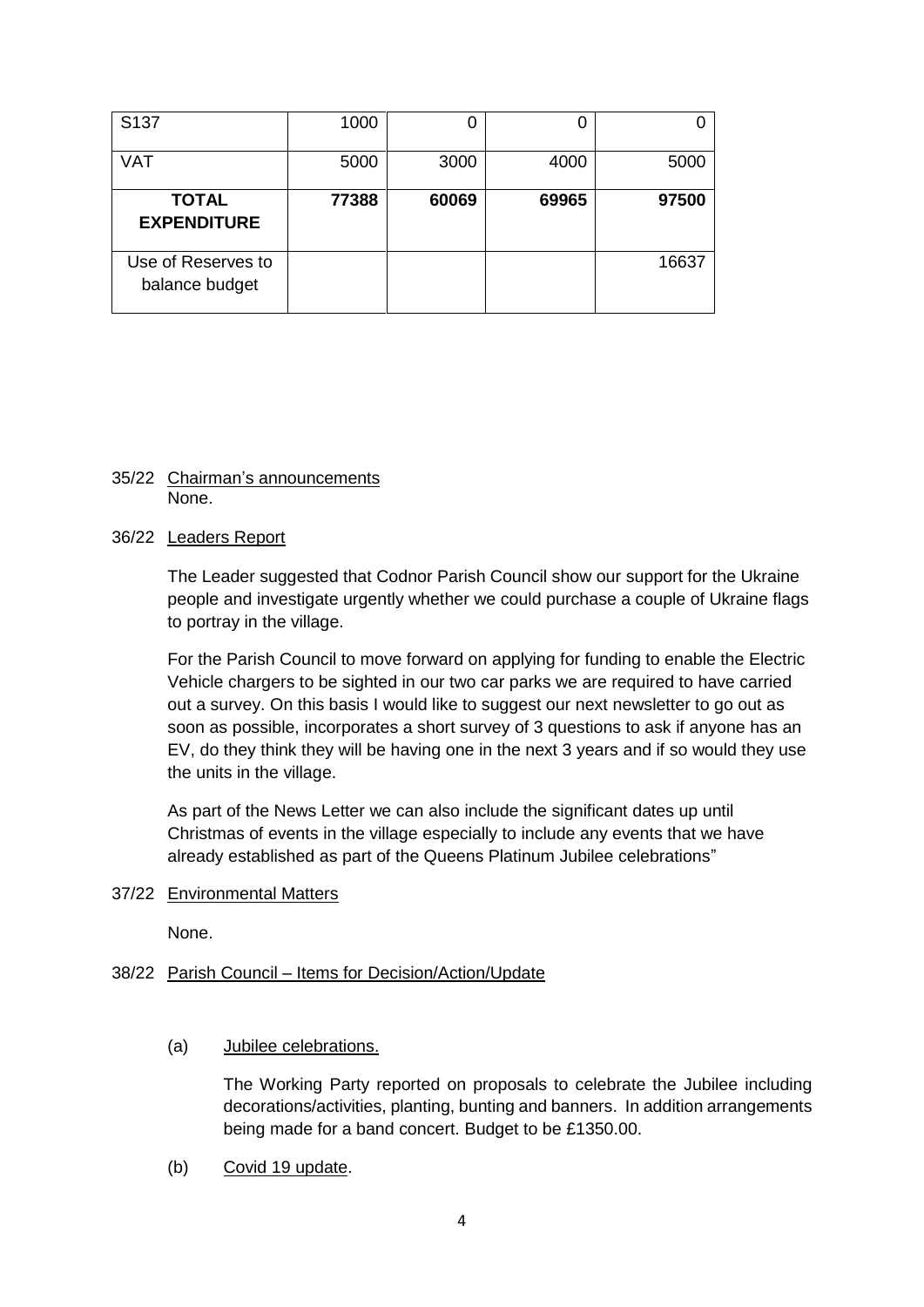| S137 | 1000 | 0 | 0 | 0 |
|---|---|---|---|---|
| VAT | 5000 | 3000 | 4000 | 5000 |
| **TOTAL EXPENDITURE** | **77388** | **60069** | **69965** | **97500** |
| Use of Reserves to balance budget | | | | 16637 |

35/22 Chairman's announcements
None.

36/22 Leaders Report

The Leader suggested that Codnor Parish Council show our support for the Ukraine people and investigate urgently whether we could purchase a couple of Ukraine flags to portray in the village.

For the Parish Council to move forward on applying for funding to enable the Electric Vehicle chargers to be sighted in our two car parks we are required to have carried out a survey. On this basis I would like to suggest our next newsletter to go out as soon as possible, incorporates a short survey of 3 questions to ask if anyone has an EV, do they think they will be having one in the next 3 years and if so would they use the units in the village.

As part of the News Letter we can also include the significant dates up until Christmas of events in the village especially to include any events that we have already established as part of the Queens Platinum Jubilee celebrations"

37/22 Environmental Matters

None.

38/22 Parish Council – Items for Decision/Action/Update

(a) Jubilee celebrations.

The Working Party reported on proposals to celebrate the Jubilee including decorations/activities, planting, bunting and banners. In addition arrangements being made for a band concert. Budget to be £1350.00.

(b) Covid 19 update.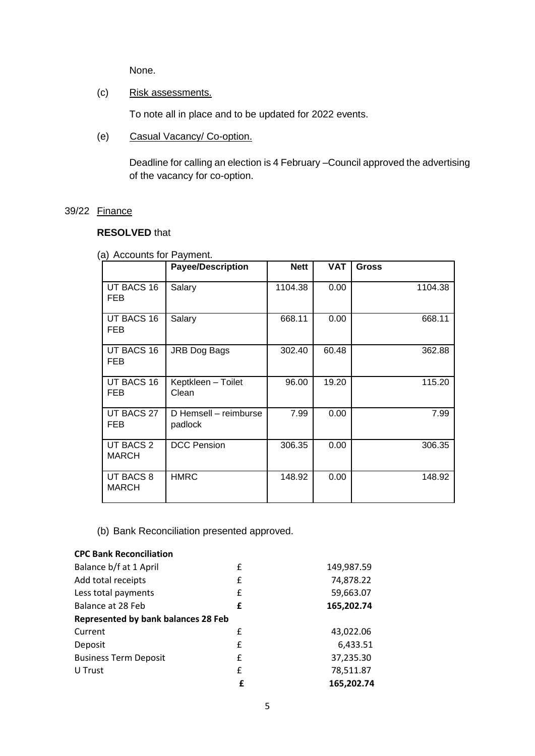None.

(c) Risk assessments.

To note all in place and to be updated for 2022 events.

(e) Casual Vacancy/ Co-option.

Deadline for calling an election is 4 February –Council approved the advertising of the vacancy for co-option.

39/22 Finance

**RESOLVED** that

(a) Accounts for Payment.

| | Payee/Description | Nett | VAT | Gross |
|---|---|---|---|---|
| UT BACS 16 FEB | Salary | 1104.38 | 0.00 | 1104.38 |
| UT BACS 16 FEB | Salary | 668.11 | 0.00 | 668.11 |
| UT BACS 16 FEB | JRB Dog Bags | 302.40 | 60.48 | 362.88 |
| UT BACS 16 FEB | Keptkleen – Toilet Clean | 96.00 | 19.20 | 115.20 |
| UT BACS 27 FEB | D Hemsell – reimburse padlock | 7.99 | 0.00 | 7.99 |
| UT BACS 2 MARCH | DCC Pension | 306.35 | 0.00 | 306.35 |
| UT BACS 8 MARCH | HMRC | 148.92 | 0.00 | 148.92 |

(b) Bank Reconciliation presented approved.

| **CPC Bank Reconciliation** | | |
|---|---|---|
| Balance b/f at 1 April | £ | 149,987.59 |
| Add total receipts | £ | 74,878.22 |
| Less total payments | £ | 59,663.07 |
| Balance at 28 Feb | **£** | **165,202.74** |
| **Represented by bank balances 28 Feb** | | |
| Current | £ | 43,022.06 |
| Deposit | £ | 6,433.51 |
| Business Term Deposit | £ | 37,235.30 |
| U Trust | £ | 78,511.87 |
| | **£** | **165,202.74** |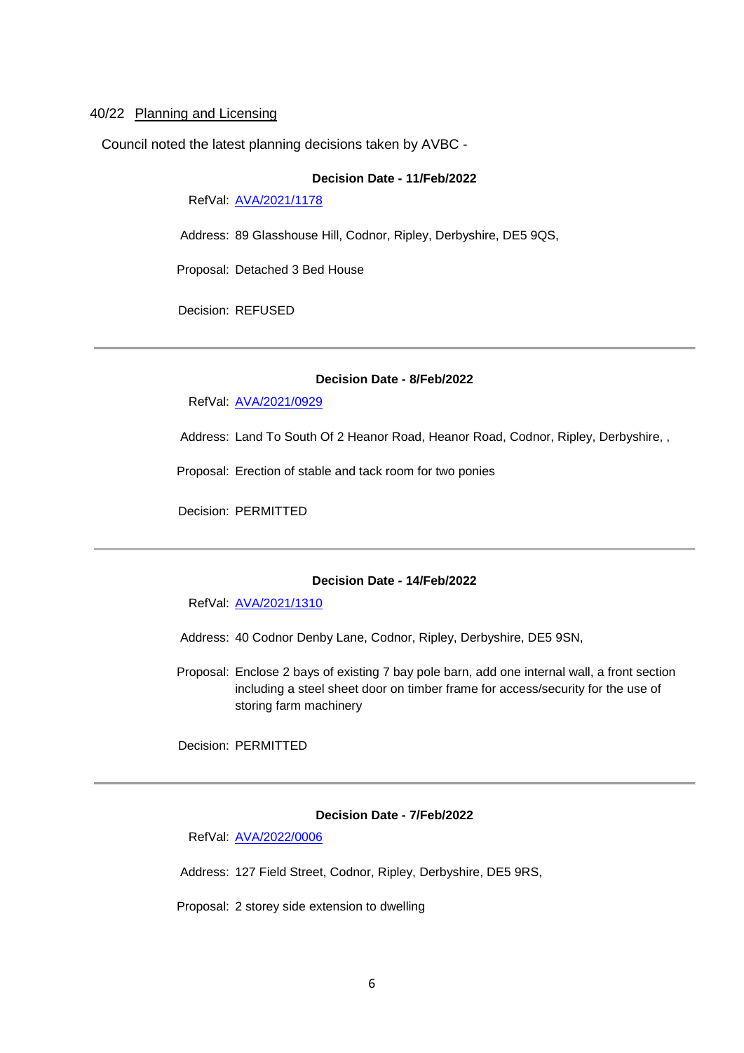40/22 <u>Planning and Licensing</u>

Council noted the latest planning decisions taken by AVBC -

**Decision Date - 11/Feb/2022**

RefVal: [AVA/2021/1178]

Address: 89 Glasshouse Hill, Codnor, Ripley, Derbyshire, DE5 9QS,

Proposal: Detached 3 Bed House

Decision: REFUSED

---

**Decision Date - 8/Feb/2022**

RefVal: [AVA/2021/0929]

Address: Land To South Of 2 Heanor Road, Heanor Road, Codnor, Ripley, Derbyshire, ,

Proposal: Erection of stable and tack room for two ponies

Decision: PERMITTED

---

**Decision Date - 14/Feb/2022**

RefVal: [AVA/2021/1310]

Address: 40 Codnor Denby Lane, Codnor, Ripley, Derbyshire, DE5 9SN,

Proposal: Enclose 2 bays of existing 7 bay pole barn, add one internal wall, a front section including a steel sheet door on timber frame for access/security for the use of storing farm machinery

Decision: PERMITTED

---

**Decision Date - 7/Feb/2022**

RefVal: [AVA/2022/0006]

Address: 127 Field Street, Codnor, Ripley, Derbyshire, DE5 9RS,

Proposal: 2 storey side extension to dwelling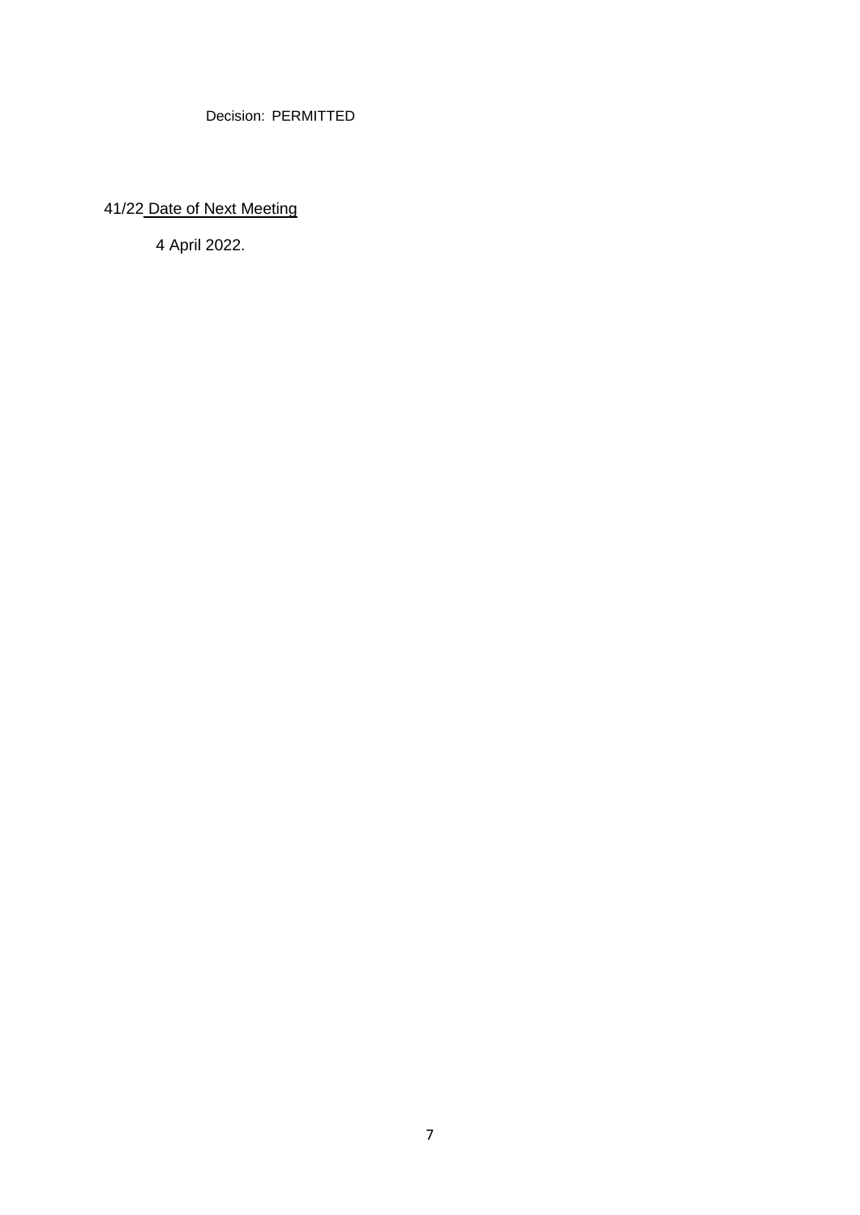Decision: PERMITTED

41/22 Date of Next Meeting

4 April 2022.